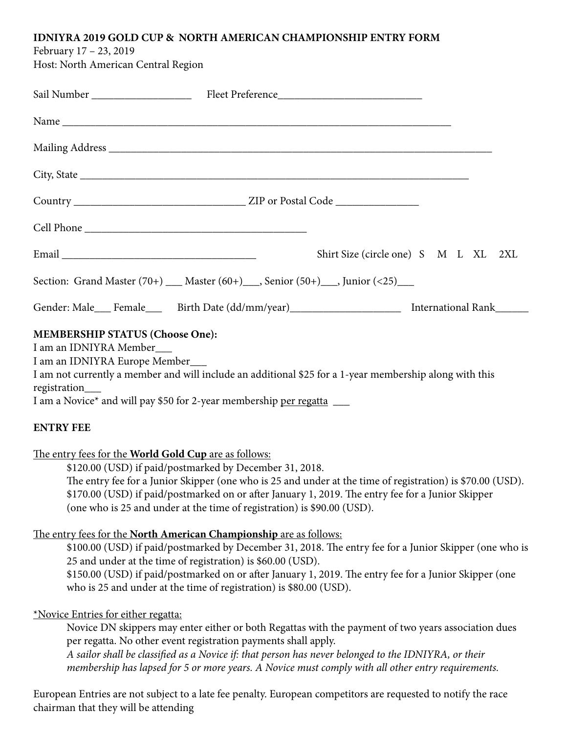**IDNIYRA 2019 GOLD CUP & NORTH AMERICAN CHAMPIONSHIP ENTRY FORM**

February 17 – 23, 2019

Host: North American Central Region

Sail Number ___________________ Fleet Preference__________________________

Name ___________________________________________________________________________

Mailing Address ___________________________________________________________________________

City, State ___________________________________________________________________________

Country ________________________________ ZIP or Postal Code _______________

Cell Phone __________________________________________

Email ____________________________________ Shirt Size (circle one) S M L XL 2XL

Section: Grand Master (70+) ___ Master (60+)___, Senior (50+)___, Junior (<25)___

Gender: Male___ Female___ Birth Date (dd/mm/year)____________________ International Rank______

**MEMBERSHIP STATUS (Choose One):**

I am an IDNIYRA Member___

I am an IDNIYRA Europe Member___

I am not currently a member and will include an additional $25 for a 1-year membership along with this registration___

I am a Novice* and will pay $50 for 2-year membership <u>per regatta</u> ___

**ENTRY FEE**

<u>The entry fees for the **World Gold Cup** are as follows:</u>

> $120.00 (USD) if paid/postmarked by December 31, 2018.
> The entry fee for a Junior Skipper (one who is 25 and under at the time of registration) is $70.00 (USD).
> $170.00 (USD) if paid/postmarked on or after January 1, 2019. The entry fee for a Junior Skipper (one who is 25 and under at the time of registration) is $90.00 (USD).

<u>The entry fees for the **North American Championship** are as follows:</u>

> $100.00 (USD) if paid/postmarked by December 31, 2018. The entry fee for a Junior Skipper (one who is 25 and under at the time of registration) is $60.00 (USD).
> $150.00 (USD) if paid/postmarked on or after January 1, 2019. The entry fee for a Junior Skipper (one who is 25 and under at the time of registration) is $80.00 (USD).

<u>*Novice Entries for either regatta:</u>

> Novice DN skippers may enter either or both Regattas with the payment of two years association dues per regatta. No other event registration payments shall apply.
> *A sailor shall be classified as a Novice if: that person has never belonged to the IDNIYRA, or their membership has lapsed for 5 or more years. A Novice must comply with all other entry requirements.*

European Entries are not subject to a late fee penalty. European competitors are requested to notify the race chairman that they will be attending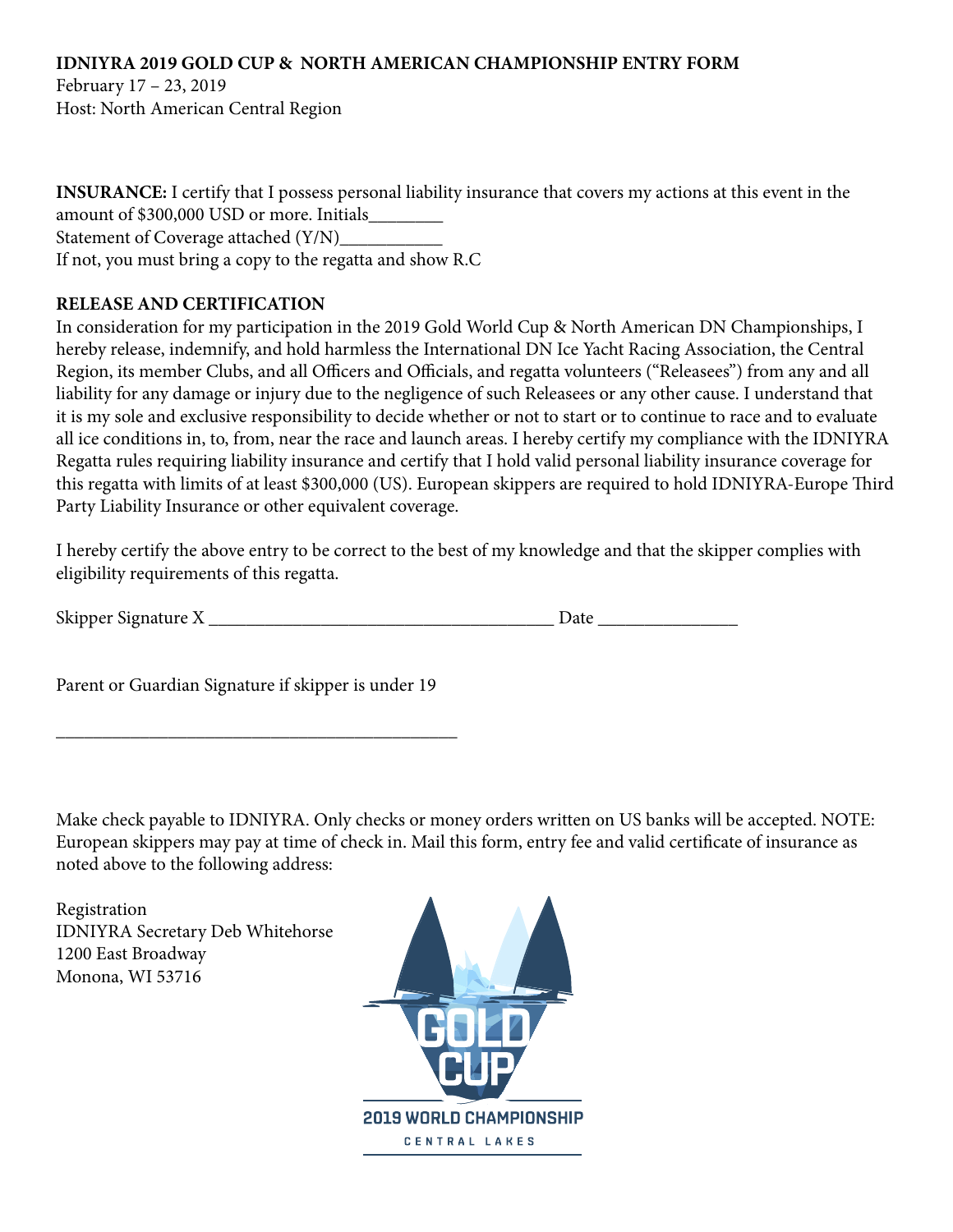**IDNIYRA 2019 GOLD CUP & NORTH AMERICAN CHAMPIONSHIP ENTRY FORM**

February 17 – 23, 2019
Host: North American Central Region

**INSURANCE:** I certify that I possess personal liability insurance that covers my actions at this event in the amount of $300,000 USD or more. Initials________
Statement of Coverage attached (Y/N)___________
If not, you must bring a copy to the regatta and show R.C

**RELEASE AND CERTIFICATION**

In consideration for my participation in the 2019 Gold World Cup & North American DN Championships, I hereby release, indemnify, and hold harmless the International DN Ice Yacht Racing Association, the Central Region, its member Clubs, and all Officers and Officials, and regatta volunteers ("Releasees") from any and all liability for any damage or injury due to the negligence of such Releasees or any other cause. I understand that it is my sole and exclusive responsibility to decide whether or not to start or to continue to race and to evaluate all ice conditions in, to, from, near the race and launch areas. I hereby certify my compliance with the IDNIYRA Regatta rules requiring liability insurance and certify that I hold valid personal liability insurance coverage for this regatta with limits of at least $300,000 (US). European skippers are required to hold IDNIYRA-Europe Third Party Liability Insurance or other equivalent coverage.

I hereby certify the above entry to be correct to the best of my knowledge and that the skipper complies with eligibility requirements of this regatta.

Skipper Signature X _____________________________________ Date _______________

Parent or Guardian Signature if skipper is under 19

____________________________________________

Make check payable to IDNIYRA. Only checks or money orders written on US banks will be accepted. NOTE: European skippers may pay at time of check in. Mail this form, entry fee and valid certificate of insurance as noted above to the following address:

Registration
IDNIYRA Secretary Deb Whitehorse
1200 East Broadway
Monona, WI 53716

GOLD CUP
2019 WORLD CHAMPIONSHIP
CENTRAL LAKES